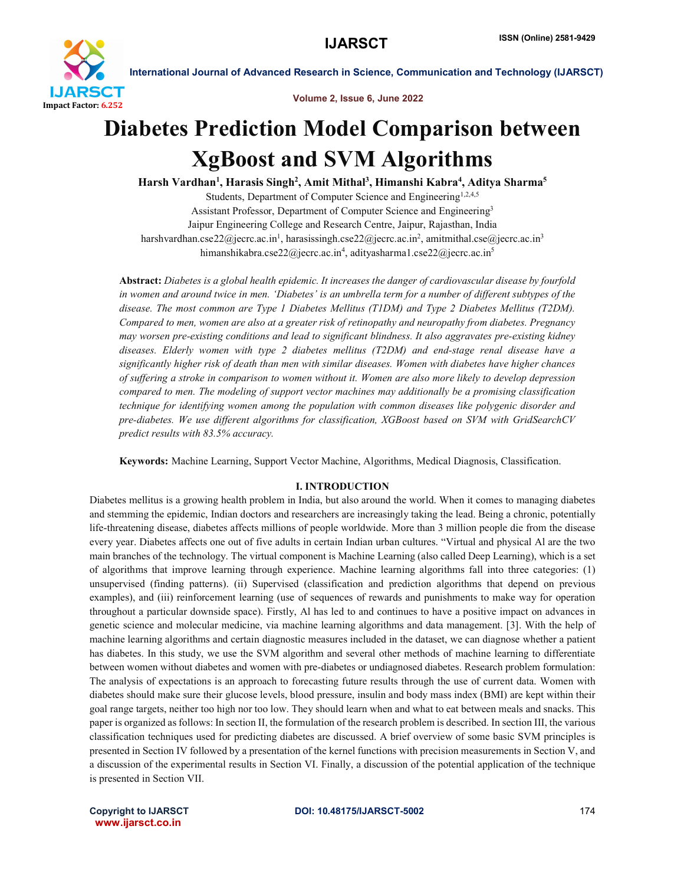# Diabetes Prediction Model Comparison between XgBoost and SVM Algorithms

**Harsh Vardhan[1], Harasis Singh[2], Amit Mithal[3], Himanshi Kabra[4], Aditya Sharma[5]**

Students, Department of Computer Science and Engineering[1,2,4,5]

Assistant Professor, Department of Computer Science and Engineering[3]

Jaipur Engineering College and Research Centre, Jaipur, Rajasthan, India

harshvardhan.cse22@jecrc.ac.in[1], harasissingh.cse22@jecrc.ac.in[2], amitmithal.cse@jecrc.ac.in[3]
himanshikabra.cse22@jecrc.ac.in[4], adityasharma1.cse22@jecrc.ac.in[5]

**Abstract:** *Diabetes is a global health epidemic. It increases the danger of cardiovascular disease by fourfold in women and around twice in men. 'Diabetes' is an umbrella term for a number of different subtypes of the disease. The most common are Type 1 Diabetes Mellitus (T1DM) and Type 2 Diabetes Mellitus (T2DM). Compared to men, women are also at a greater risk of retinopathy and neuropathy from diabetes. Pregnancy may worsen pre-existing conditions and lead to significant blindness. It also aggravates pre-existing kidney diseases. Elderly women with type 2 diabetes mellitus (T2DM) and end-stage renal disease have a significantly higher risk of death than men with similar diseases. Women with diabetes have higher chances of suffering a stroke in comparison to women without it. Women are also more likely to develop depression compared to men. The modeling of support vector machines may additionally be a promising classification technique for identifying women among the population with common diseases like polygenic disorder and pre-diabetes. We use different algorithms for classification, XGBoost based on SVM with GridSearchCV predict results with 83.5% accuracy.*

**Keywords:** Machine Learning, Support Vector Machine, Algorithms, Medical Diagnosis, Classification.

## I. INTRODUCTION

Diabetes mellitus is a growing health problem in India, but also around the world. When it comes to managing diabetes and stemming the epidemic, Indian doctors and researchers are increasingly taking the lead. Being a chronic, potentially life-threatening disease, diabetes affects millions of people worldwide. More than 3 million people die from the disease every year. Diabetes affects one out of five adults in certain Indian urban cultures. "Virtual and physical Al are the two main branches of the technology. The virtual component is Machine Learning (also called Deep Learning), which is a set of algorithms that improve learning through experience. Machine learning algorithms fall into three categories: (1) unsupervised (finding patterns). (ii) Supervised (classification and prediction algorithms that depend on previous examples), and (iii) reinforcement learning (use of sequences of rewards and punishments to make way for operation throughout a particular downside space). Firstly, Al has led to and continues to have a positive impact on advances in genetic science and molecular medicine, via machine learning algorithms and data management. [3]. With the help of machine learning algorithms and certain diagnostic measures included in the dataset, we can diagnose whether a patient has diabetes. In this study, we use the SVM algorithm and several other methods of machine learning to differentiate between women without diabetes and women with pre-diabetes or undiagnosed diabetes. Research problem formulation: The analysis of expectations is an approach to forecasting future results through the use of current data. Women with diabetes should make sure their glucose levels, blood pressure, insulin and body mass index (BMI) are kept within their goal range targets, neither too high nor too low. They should learn when and what to eat between meals and snacks. This paper is organized as follows: In section II, the formulation of the research problem is described. In section III, the various classification techniques used for predicting diabetes are discussed. A brief overview of some basic SVM principles is presented in Section IV followed by a presentation of the kernel functions with precision measurements in Section V, and a discussion of the experimental results in Section VI. Finally, a discussion of the potential application of the technique is presented in Section VII.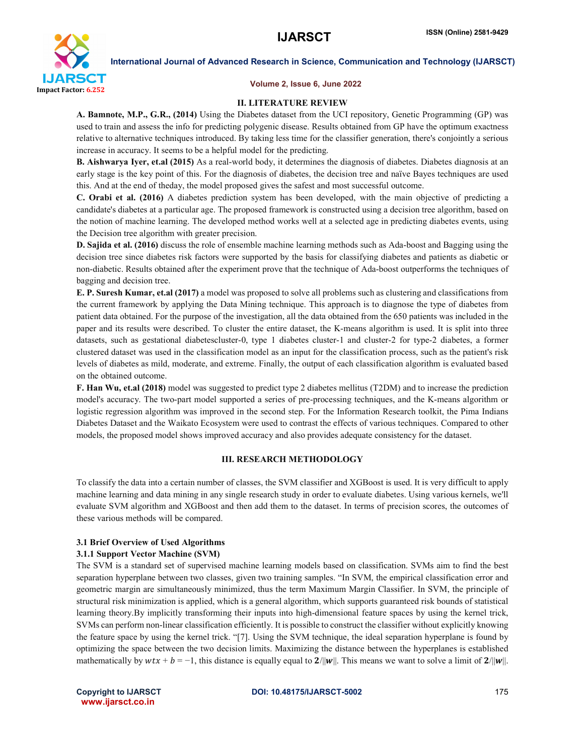## II. LITERATURE REVIEW

**A. Bamnote, M.P., G.R., (2014)** Using the Diabetes dataset from the UCI repository, Genetic Programming (GP) was used to train and assess the info for predicting polygenic disease. Results obtained from GP have the optimum exactness relative to alternative techniques introduced. By taking less time for the classifier generation, there's conjointly a serious increase in accuracy. It seems to be a helpful model for the predicting.

**B. Aishwarya Iyer, et.al (2015)** As a real-world body, it determines the diagnosis of diabetes. Diabetes diagnosis at an early stage is the key point of this. For the diagnosis of diabetes, the decision tree and naïve Bayes techniques are used this. And at the end of theday, the model proposed gives the safest and most successful outcome.

**C. Orabi et al. (2016)** A diabetes prediction system has been developed, with the main objective of predicting a candidate's diabetes at a particular age. The proposed framework is constructed using a decision tree algorithm, based on the notion of machine learning. The developed method works well at a selected age in predicting diabetes events, using the Decision tree algorithm with greater precision.

**D. Sajida et al. (2016)** discuss the role of ensemble machine learning methods such as Ada-boost and Bagging using the decision tree since diabetes risk factors were supported by the basis for classifying diabetes and patients as diabetic or non-diabetic. Results obtained after the experiment prove that the technique of Ada-boost outperforms the techniques of bagging and decision tree.

**E. P. Suresh Kumar, et.al (2017)** a model was proposed to solve all problems such as clustering and classifications from the current framework by applying the Data Mining technique. This approach is to diagnose the type of diabetes from patient data obtained. For the purpose of the investigation, all the data obtained from the 650 patients was included in the paper and its results were described. To cluster the entire dataset, the K-means algorithm is used. It is split into three datasets, such as gestational diabetescluster-0, type 1 diabetes cluster-1 and cluster-2 for type-2 diabetes, a former clustered dataset was used in the classification model as an input for the classification process, such as the patient's risk levels of diabetes as mild, moderate, and extreme. Finally, the output of each classification algorithm is evaluated based on the obtained outcome.

**F. Han Wu, et.al (2018)** model was suggested to predict type 2 diabetes mellitus (T2DM) and to increase the prediction model's accuracy. The two-part model supported a series of pre-processing techniques, and the K-means algorithm or logistic regression algorithm was improved in the second step. For the Information Research toolkit, the Pima Indians Diabetes Dataset and the Waikato Ecosystem were used to contrast the effects of various techniques. Compared to other models, the proposed model shows improved accuracy and also provides adequate consistency for the dataset.

## III. RESEARCH METHODOLOGY

To classify the data into a certain number of classes, the SVM classifier and XGBoost is used. It is very difficult to apply machine learning and data mining in any single research study in order to evaluate diabetes. Using various kernels, we'll evaluate SVM algorithm and XGBoost and then add them to the dataset. In terms of precision scores, the outcomes of these various methods will be compared.

### 3.1 Brief Overview of Used Algorithms

#### 3.1.1 Support Vector Machine (SVM)

The SVM is a standard set of supervised machine learning models based on classification. SVMs aim to find the best separation hyperplane between two classes, given two training samples. "In SVM, the empirical classification error and geometric margin are simultaneously minimized, thus the term Maximum Margin Classifier. In SVM, the principle of structural risk minimization is applied, which is a general algorithm, which supports guaranteed risk bounds of statistical learning theory.By implicitly transforming their inputs into high-dimensional feature spaces by using the kernel trick, SVMs can perform non-linear classification efficiently. It is possible to construct the classifier without explicitly knowing the feature space by using the kernel trick. "[7]. Using the SVM technique, the ideal separation hyperplane is found by optimizing the space between the two decision limits. Maximizing the distance between the hyperplanes is established mathematically by $wtx + b = -1$, this distance is equally equal to $\mathbf{2}/\|\boldsymbol{w}\|$. This means we want to solve a limit of $\mathbf{2}/\|\boldsymbol{w}\|$.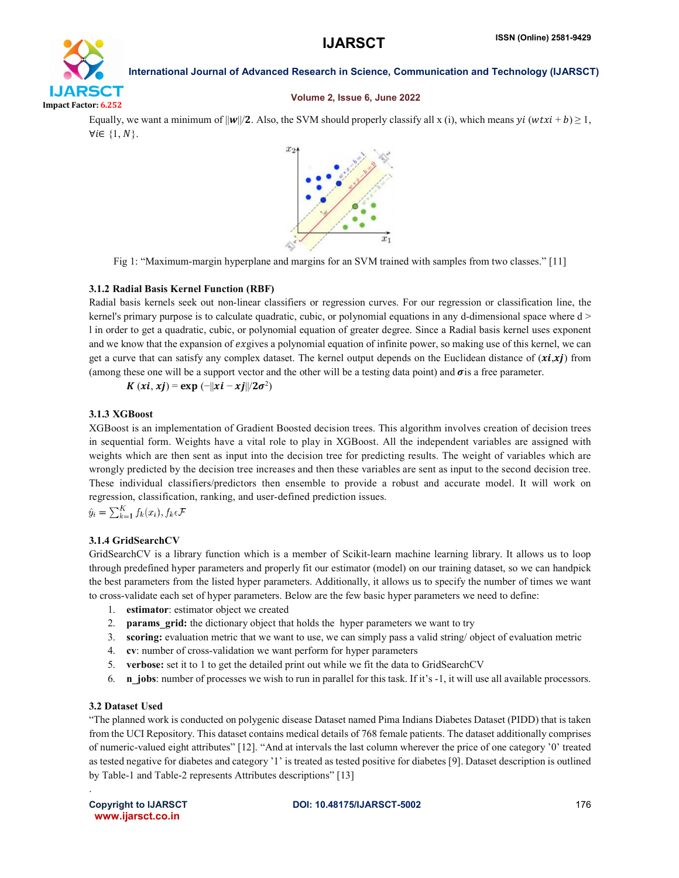Equally, we want a minimum of $\|\boldsymbol{w}\|/\mathbf{2}$. Also, the SVM should properly classify all x (i), which means $yi\ (wtxi + b) \geq 1$, $\forall i \in \{1, N\}$.

Fig 1: "Maximum-margin hyperplane and margins for an SVM trained with samples from two classes." [11]

### 3.1.2 Radial Basis Kernel Function (RBF)

Radial basis kernels seek out non-linear classifiers or regression curves. For our regression or classification line, the kernel's primary purpose is to calculate quadratic, cubic, or polynomial equations in any d-dimensional space where d > l in order to get a quadratic, cubic, or polynomial equation of greater degree. Since a Radial basis kernel uses exponent and we know that the expansion of $ex$gives a polynomial equation of infinite power, so making use of this kernel, we can get a curve that can satisfy any complex dataset. The kernel output depends on the Euclidean distance of ($\boldsymbol{xi}$,$\boldsymbol{xj}$) from (among these one will be a support vector and the other will be a testing data point) and $\boldsymbol{\sigma}$is a free parameter.

$$\boldsymbol{K}\ (\boldsymbol{xi}, \boldsymbol{xj}) = \mathbf{exp}\ (-\|\boldsymbol{xi} - \boldsymbol{xj}\|/\mathbf{2}\boldsymbol{\sigma}^2)$$

### 3.1.3 XGBoost

XGBoost is an implementation of Gradient Boosted decision trees. This algorithm involves creation of decision trees in sequential form. Weights have a vital role to play in XGBoost. All the independent variables are assigned with weights which are then sent as input into the decision tree for predicting results. The weight of variables which are wrongly predicted by the decision tree increases and then these variables are sent as input to the second decision tree. These individual classifiers/predictors then ensemble to provide a robust and accurate model. It will work on regression, classification, ranking, and user-defined prediction issues.

$$\hat{y}_i = \sum_{k=1}^{K} f_k(x_i), f_k \epsilon \mathcal{F}$$

### 3.1.4 GridSearchCV

GridSearchCV is a library function which is a member of Scikit-learn machine learning library. It allows us to loop through predefined hyper parameters and properly fit our estimator (model) on our training dataset, so we can handpick the best parameters from the listed hyper parameters. Additionally, it allows us to specify the number of times we want to cross-validate each set of hyper parameters. Below are the few basic hyper parameters we need to define:

1. **estimator**: estimator object we created
2. **params_grid:** the dictionary object that holds the hyper parameters we want to try
3. **scoring:** evaluation metric that we want to use, we can simply pass a valid string/ object of evaluation metric
4. **cv**: number of cross-validation we want perform for hyper parameters
5. **verbose:** set it to 1 to get the detailed print out while we fit the data to GridSearchCV
6. **n_jobs**: number of processes we wish to run in parallel for this task. If it's -1, it will use all available processors.

### 3.2 Dataset Used

"The planned work is conducted on polygenic disease Dataset named Pima Indians Diabetes Dataset (PIDD) that is taken from the UCI Repository. This dataset contains medical details of 768 female patients. The dataset additionally comprises of numeric-valued eight attributes" [12]. "And at intervals the last column wherever the price of one category '0' treated as tested negative for diabetes and category '1' is treated as tested positive for diabetes [9]. Dataset description is outlined by Table-1 and Table-2 represents Attributes descriptions" [13]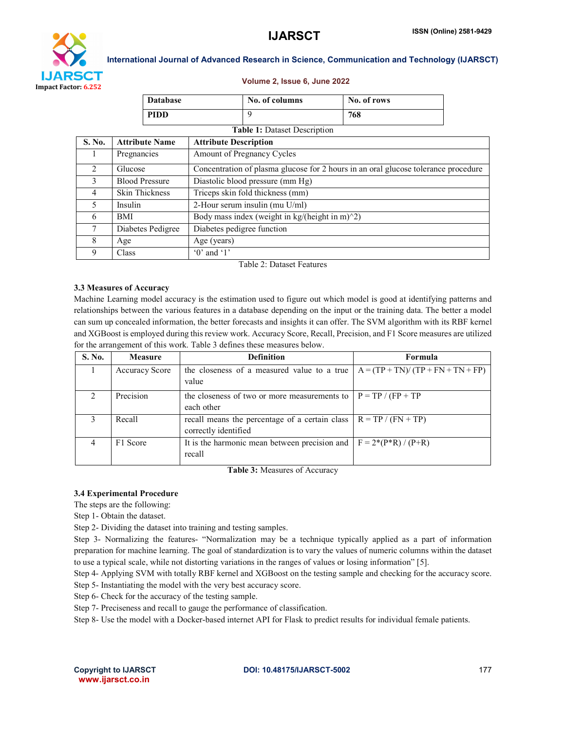| Database | No. of columns | No. of rows |
|---|---|---|
| PIDD | 9 | 768 |

**Table 1:** Dataset Description

| S. No. | Attribute Name | Attribute Description |
|---|---|---|
| 1 | Pregnancies | Amount of Pregnancy Cycles |
| 2 | Glucose | Concentration of plasma glucose for 2 hours in an oral glucose tolerance procedure |
| 3 | Blood Pressure | Diastolic blood pressure (mm Hg) |
| 4 | Skin Thickness | Triceps skin fold thickness (mm) |
| 5 | Insulin | 2-Hour serum insulin (mu U/ml) |
| 6 | BMI | Body mass index (weight in kg/(height in m)^2) |
| 7 | Diabetes Pedigree | Diabetes pedigree function |
| 8 | Age | Age (years) |
| 9 | Class | '0' and '1' |

Table 2: Dataset Features

### 3.3 Measures of Accuracy

Machine Learning model accuracy is the estimation used to figure out which model is good at identifying patterns and relationships between the various features in a database depending on the input or the training data. The better a model can sum up concealed information, the better forecasts and insights it can offer. The SVM algorithm with its RBF kernel and XGBoost is employed during this review work. Accuracy Score, Recall, Precision, and F1 Score measures are utilized for the arrangement of this work. Table 3 defines these measures below.

| S. No. | Measure | Definition | Formula |
|---|---|---|---|
| 1 | Accuracy Score | the closeness of a measured value to a true value | A = (TP + TN)/ (TP + FN + TN + FP) |
| 2 | Precision | the closeness of two or more measurements to each other | P = TP / (FP + TP |
| 3 | Recall | recall means the percentage of a certain class correctly identified | R = TP / (FN + TP) |
| 4 | F1 Score | It is the harmonic mean between precision and recall | F = 2*(P*R) / (P+R) |

**Table 3:** Measures of Accuracy

### 3.4 Experimental Procedure

The steps are the following:

Step 1- Obtain the dataset.

Step 2- Dividing the dataset into training and testing samples.

Step 3- Normalizing the features- "Normalization may be a technique typically applied as a part of information preparation for machine learning. The goal of standardization is to vary the values of numeric columns within the dataset to use a typical scale, while not distorting variations in the ranges of values or losing information" [5].

Step 4- Applying SVM with totally RBF kernel and XGBoost on the testing sample and checking for the accuracy score.

Step 5- Instantiating the model with the very best accuracy score.

Step 6- Check for the accuracy of the testing sample.

Step 7- Preciseness and recall to gauge the performance of classification.

Step 8- Use the model with a Docker-based internet API for Flask to predict results for individual female patients.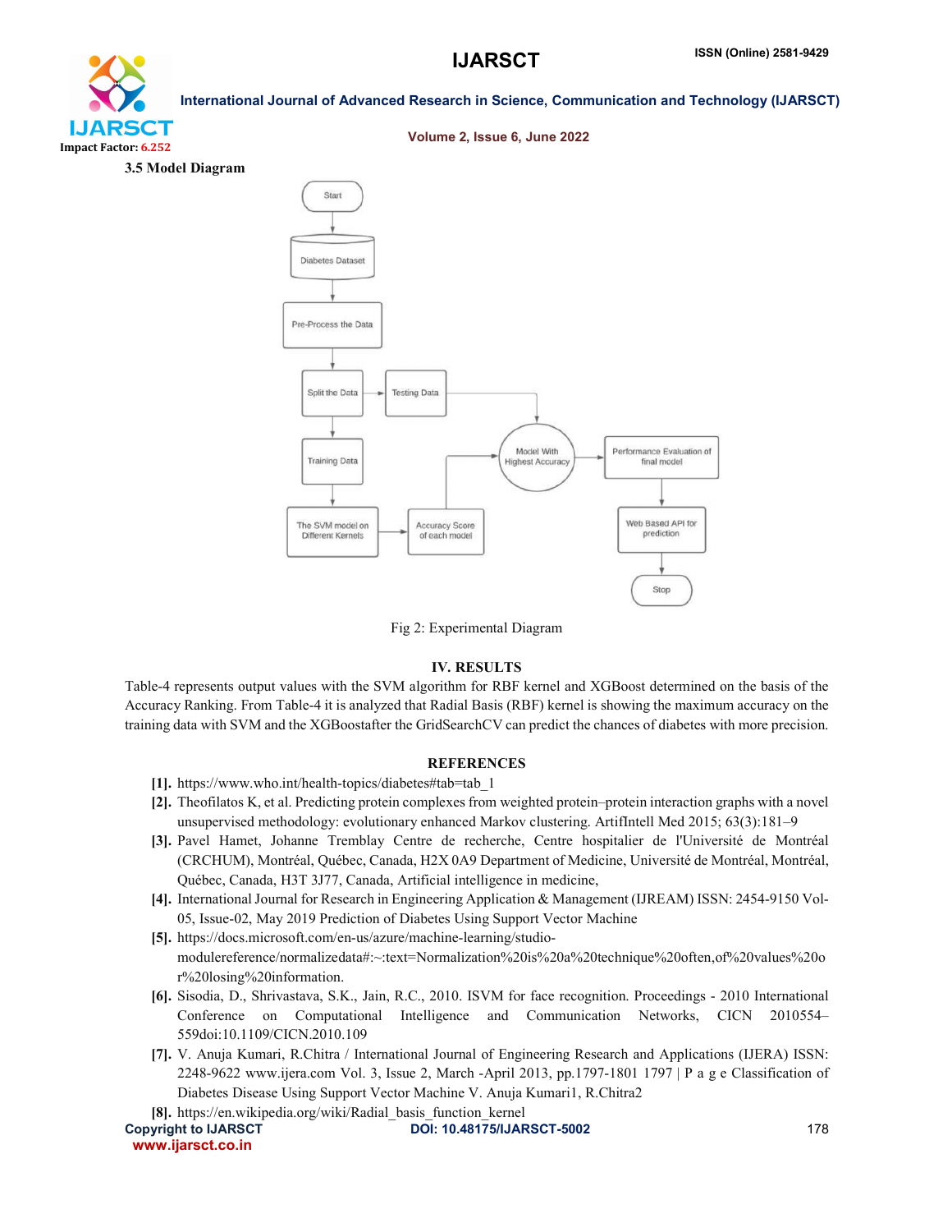### 3.5 Model Diagram

Start

Diabetes Dataset

Pre-Process the Data

Split the Data

Testing Data

Training Data

The SVM model on Different Kernels

Accuracy Score of each model

Model With Highest Accuracy

Performance Evaluation of final model

Web Based API for prediction

Stop

Fig 2: Experimental Diagram

## IV. RESULTS

Table-4 represents output values with the SVM algorithm for RBF kernel and XGBoost determined on the basis of the Accuracy Ranking. From Table-4 it is analyzed that Radial Basis (RBF) kernel is showing the maximum accuracy on the training data with SVM and the XGBoostafter the GridSearchCV can predict the chances of diabetes with more precision.

## REFERENCES

[1]. https://www.who.int/health-topics/diabetes#tab=tab_1

[2]. Theofilatos K, et al. Predicting protein complexes from weighted protein–protein interaction graphs with a novel unsupervised methodology: evolutionary enhanced Markov clustering. ArtifIntell Med 2015; 63(3):181–9

[3]. Pavel Hamet, Johanne Tremblay Centre de recherche, Centre hospitalier de l'Université de Montréal (CRCHUM), Montréal, Québec, Canada, H2X 0A9 Department of Medicine, Université de Montréal, Montréal, Québec, Canada, H3T 3J77, Canada, Artificial intelligence in medicine,

[4]. International Journal for Research in Engineering Application & Management (IJREAM) ISSN: 2454-9150 Vol-05, Issue-02, May 2019 Prediction of Diabetes Using Support Vector Machine

[5]. https://docs.microsoft.com/en-us/azure/machine-learning/studio-modulereference/normalizedata#:~:text=Normalization%20is%20a%20technique%20often,of%20values%20or%20losing%20information.

[6]. Sisodia, D., Shrivastava, S.K., Jain, R.C., 2010. ISVM for face recognition. Proceedings - 2010 International Conference on Computational Intelligence and Communication Networks, CICN 2010554–559doi:10.1109/CICN.2010.109

[7]. V. Anuja Kumari, R.Chitra / International Journal of Engineering Research and Applications (IJERA) ISSN: 2248-9622 www.ijera.com Vol. 3, Issue 2, March -April 2013, pp.1797-1801 1797 | P a g e Classification of Diabetes Disease Using Support Vector Machine V. Anuja Kumari1, R.Chitra2

[8]. https://en.wikipedia.org/wiki/Radial_basis_function_kernel